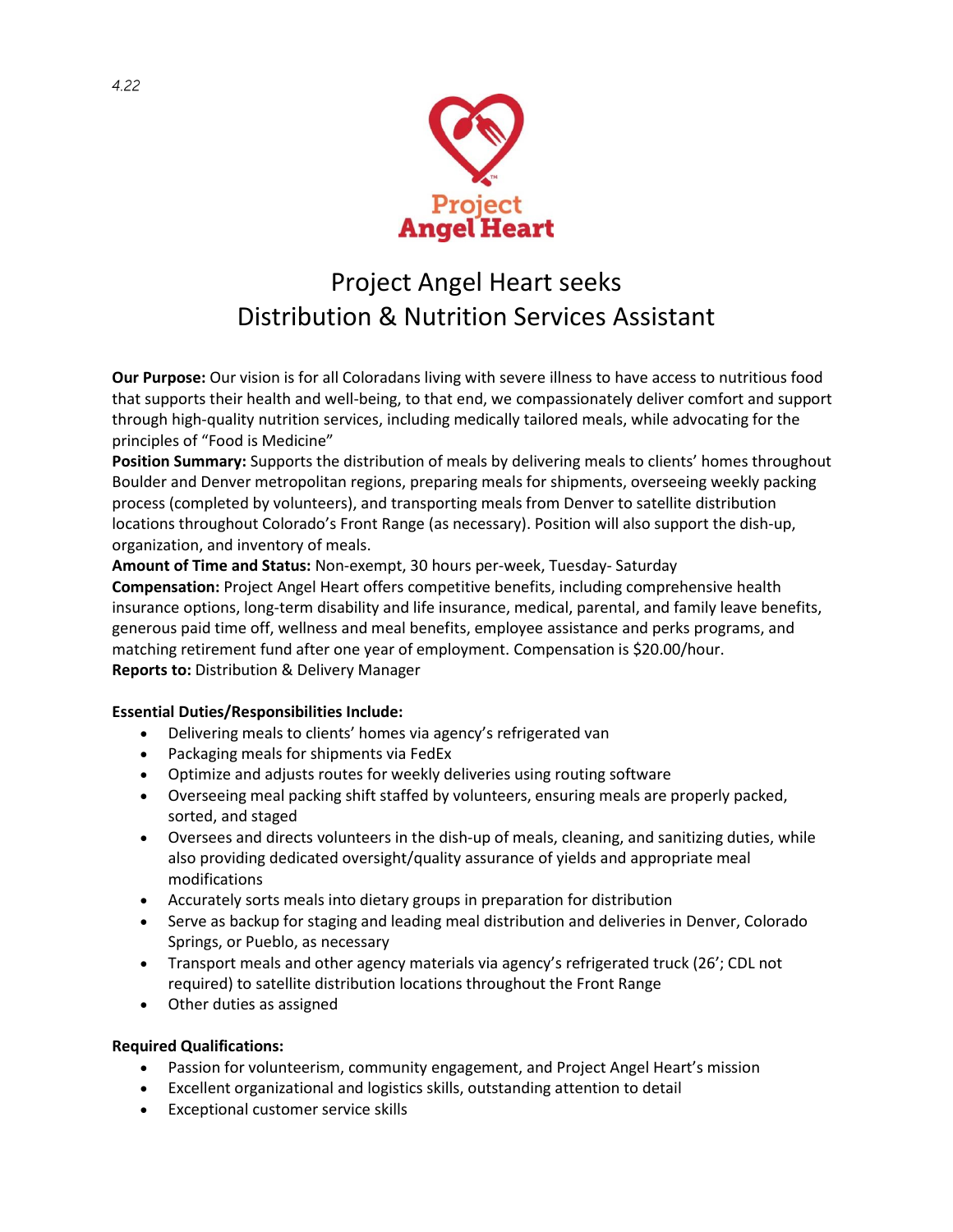4.22

Project Angel Heart

# Project Angel Heart seeks Distribution & Nutrition Services Assistant

**Our Purpose:** Our vision is for all Coloradans living with severe illness to have access to nutritious food that supports their health and well-being, to that end, we compassionately deliver comfort and support through high-quality nutrition services, including medically tailored meals, while advocating for the principles of "Food is Medicine"

**Position Summary:** Supports the distribution of meals by delivering meals to clients' homes throughout Boulder and Denver metropolitan regions, preparing meals for shipments, overseeing weekly packing process (completed by volunteers), and transporting meals from Denver to satellite distribution locations throughout Colorado's Front Range (as necessary). Position will also support the dish-up, organization, and inventory of meals.

**Amount of Time and Status:** Non-exempt, 30 hours per-week, Tuesday- Saturday

**Compensation:** Project Angel Heart offers competitive benefits, including comprehensive health insurance options, long-term disability and life insurance, medical, parental, and family leave benefits, generous paid time off, wellness and meal benefits, employee assistance and perks programs, and matching retirement fund after one year of employment. Compensation is $20.00/hour.

**Reports to:** Distribution & Delivery Manager

**Essential Duties/Responsibilities Include:**

- Delivering meals to clients' homes via agency's refrigerated van
- Packaging meals for shipments via FedEx
- Optimize and adjusts routes for weekly deliveries using routing software
- Overseeing meal packing shift staffed by volunteers, ensuring meals are properly packed, sorted, and staged
- Oversees and directs volunteers in the dish-up of meals, cleaning, and sanitizing duties, while also providing dedicated oversight/quality assurance of yields and appropriate meal modifications
- Accurately sorts meals into dietary groups in preparation for distribution
- Serve as backup for staging and leading meal distribution and deliveries in Denver, Colorado Springs, or Pueblo, as necessary
- Transport meals and other agency materials via agency's refrigerated truck (26'; CDL not required) to satellite distribution locations throughout the Front Range
- Other duties as assigned

**Required Qualifications:**

- Passion for volunteerism, community engagement, and Project Angel Heart's mission
- Excellent organizational and logistics skills, outstanding attention to detail
- Exceptional customer service skills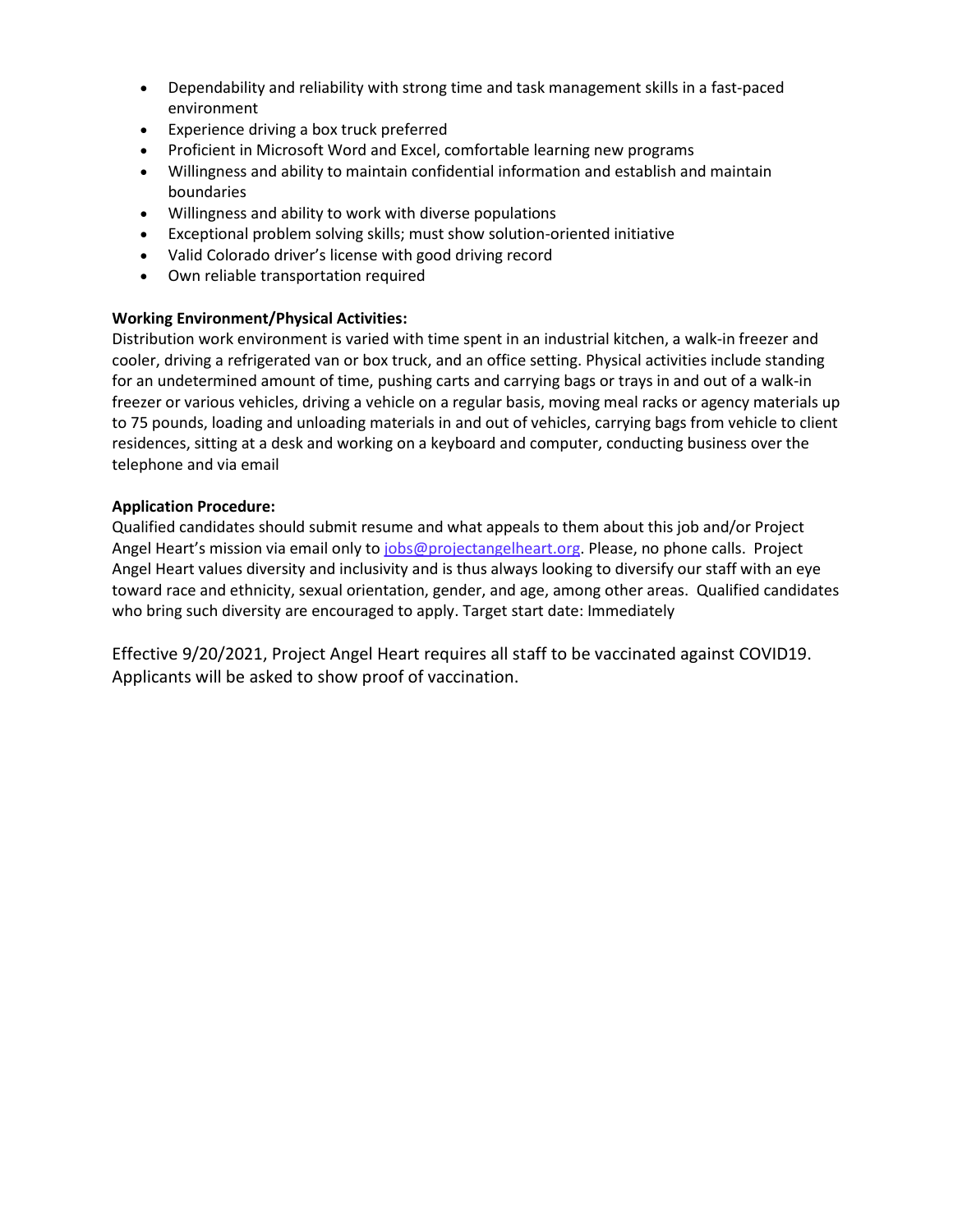- Dependability and reliability with strong time and task management skills in a fast-paced environment
- Experience driving a box truck preferred
- Proficient in Microsoft Word and Excel, comfortable learning new programs
- Willingness and ability to maintain confidential information and establish and maintain boundaries
- Willingness and ability to work with diverse populations
- Exceptional problem solving skills; must show solution-oriented initiative
- Valid Colorado driver's license with good driving record
- Own reliable transportation required

**Working Environment/Physical Activities:**
Distribution work environment is varied with time spent in an industrial kitchen, a walk-in freezer and cooler, driving a refrigerated van or box truck, and an office setting. Physical activities include standing for an undetermined amount of time, pushing carts and carrying bags or trays in and out of a walk-in freezer or various vehicles, driving a vehicle on a regular basis, moving meal racks or agency materials up to 75 pounds, loading and unloading materials in and out of vehicles, carrying bags from vehicle to client residences, sitting at a desk and working on a keyboard and computer, conducting business over the telephone and via email

**Application Procedure:**
Qualified candidates should submit resume and what appeals to them about this job and/or Project Angel Heart's mission via email only to jobs@projectangelheart.org. Please, no phone calls. Project Angel Heart values diversity and inclusivity and is thus always looking to diversify our staff with an eye toward race and ethnicity, sexual orientation, gender, and age, among other areas. Qualified candidates who bring such diversity are encouraged to apply. Target start date: Immediately

Effective 9/20/2021, Project Angel Heart requires all staff to be vaccinated against COVID19. Applicants will be asked to show proof of vaccination.